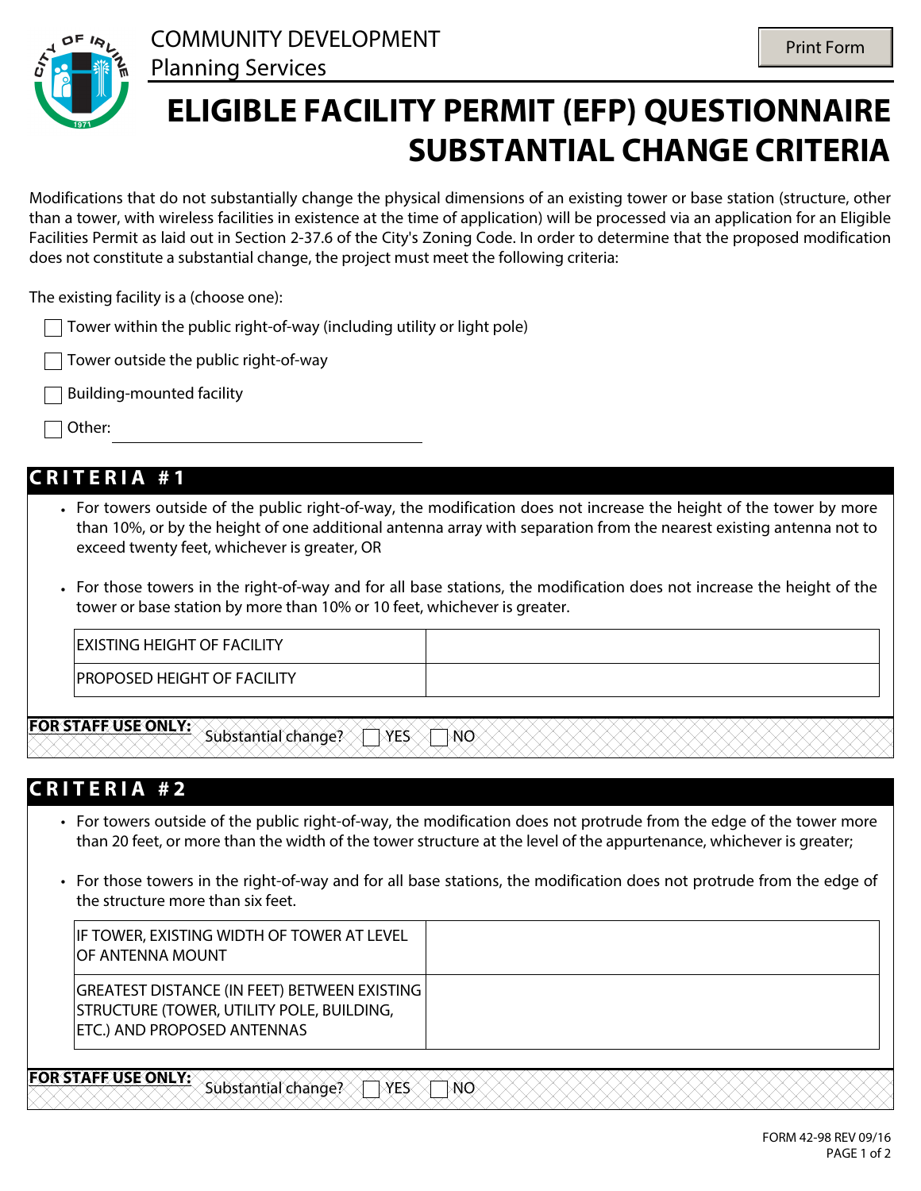COMMUNITY DEVELOPMENT
Planning Services

Print Form

# ELIGIBLE FACILITY PERMIT (EFP) QUESTIONNAIRE SUBSTANTIAL CHANGE CRITERIA

Modifications that do not substantially change the physical dimensions of an existing tower or base station (structure, other than a tower, with wireless facilities in existence at the time of application) will be processed via an application for an Eligible Facilities Permit as laid out in Section 2-37.6 of the City's Zoning Code. In order to determine that the proposed modification does not constitute a substantial change, the project must meet the following criteria:

The existing facility is a (choose one):

- ☐ Tower within the public right-of-way (including utility or light pole)
- ☐ Tower outside the public right-of-way
- ☐ Building-mounted facility
- ☐ Other: ______________________________

## CRITERIA #1

- For towers outside of the public right-of-way, the modification does not increase the height of the tower by more than 10%, or by the height of one additional antenna array with separation from the nearest existing antenna not to exceed twenty feet, whichever is greater, OR
- For those towers in the right-of-way and for all base stations, the modification does not increase the height of the tower or base station by more than 10% or 10 feet, whichever is greater.

| | |
|---|---|
| EXISTING HEIGHT OF FACILITY | |
| PROPOSED HEIGHT OF FACILITY | |

**FOR STAFF USE ONLY:** Substantial change? ☐ YES ☐ NO

## CRITERIA #2

- For towers outside of the public right-of-way, the modification does not protrude from the edge of the tower more than 20 feet, or more than the width of the tower structure at the level of the appurtenance, whichever is greater;
- For those towers in the right-of-way and for all base stations, the modification does not protrude from the edge of the structure more than six feet.

| | |
|---|---|
| IF TOWER, EXISTING WIDTH OF TOWER AT LEVEL OF ANTENNA MOUNT | |
| GREATEST DISTANCE (IN FEET) BETWEEN EXISTING STRUCTURE (TOWER, UTILITY POLE, BUILDING, ETC.) AND PROPOSED ANTENNAS | |

**FOR STAFF USE ONLY:** Substantial change? ☐ YES ☐ NO

FORM 42-98 REV 09/16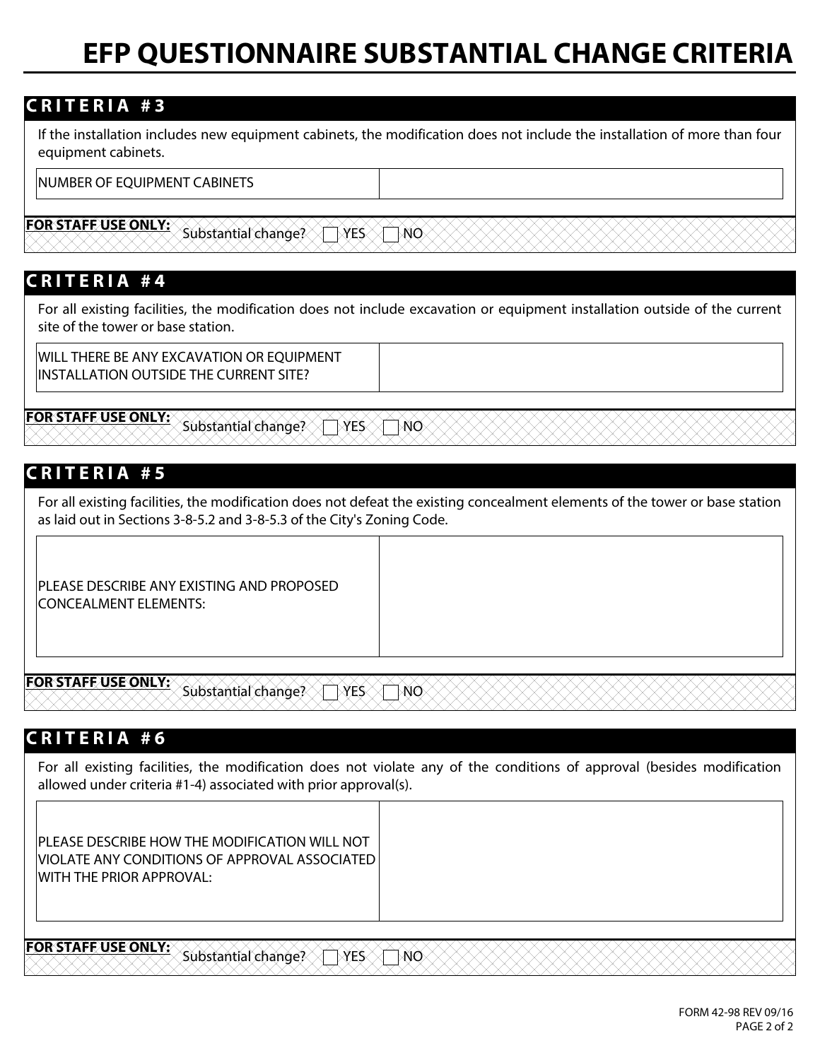# EFP QUESTIONNAIRE SUBSTANTIAL CHANGE CRITERIA

## CRITERIA #3

If the installation includes new equipment cabinets, the modification does not include the installation of more than four equipment cabinets.

| | |
|---|---|
| NUMBER OF EQUIPMENT CABINETS | |

**FOR STAFF USE ONLY:** Substantial change? ☐ YES ☐ NO

## CRITERIA #4

For all existing facilities, the modification does not include excavation or equipment installation outside of the current site of the tower or base station.

| | |
|---|---|
| WILL THERE BE ANY EXCAVATION OR EQUIPMENT INSTALLATION OUTSIDE THE CURRENT SITE? | |

**FOR STAFF USE ONLY:** Substantial change? ☐ YES ☐ NO

## CRITERIA #5

For all existing facilities, the modification does not defeat the existing concealment elements of the tower or base station as laid out in Sections 3-8-5.2 and 3-8-5.3 of the City's Zoning Code.

| | |
|---|---|
| PLEASE DESCRIBE ANY EXISTING AND PROPOSED CONCEALMENT ELEMENTS: | |

**FOR STAFF USE ONLY:** Substantial change? ☐ YES ☐ NO

## CRITERIA #6

For all existing facilities, the modification does not violate any of the conditions of approval (besides modification allowed under criteria #1-4) associated with prior approval(s).

| | |
|---|---|
| PLEASE DESCRIBE HOW THE MODIFICATION WILL NOT VIOLATE ANY CONDITIONS OF APPROVAL ASSOCIATED WITH THE PRIOR APPROVAL: | |

**FOR STAFF USE ONLY:** Substantial change? ☐ YES ☐ NO

FORM 42-98 REV 09/16